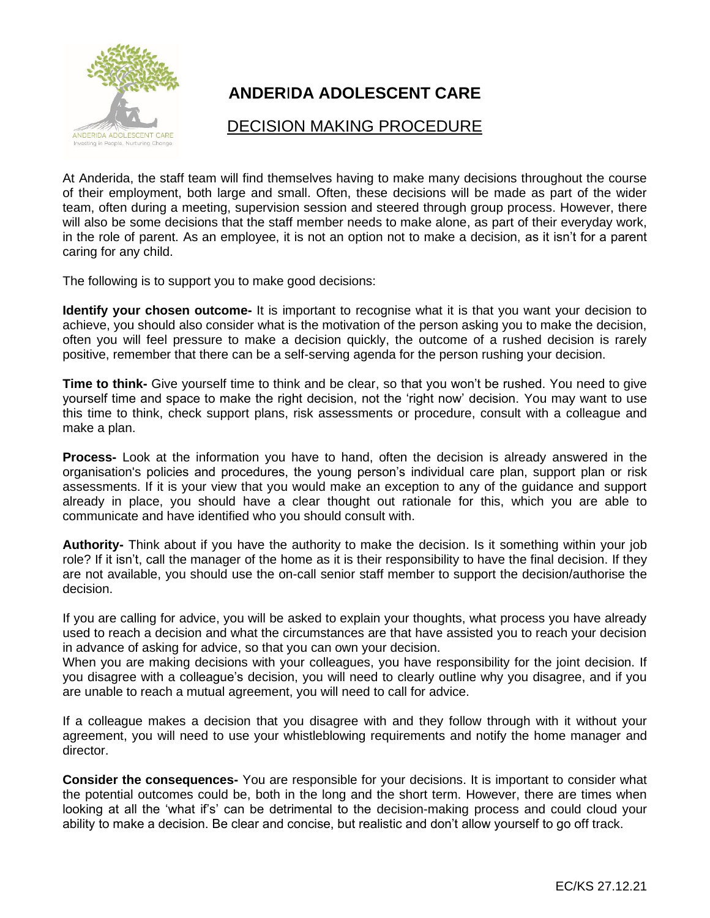# ANDERIDA ADOLESCENT CARE

## DECISION MAKING PROCEDURE

At Anderida, the staff team will find themselves having to make many decisions throughout the course of their employment, both large and small. Often, these decisions will be made as part of the wider team, often during a meeting, supervision session and steered through group process. However, there will also be some decisions that the staff member needs to make alone, as part of their everyday work, in the role of parent. As an employee, it is not an option not to make a decision, as it isn't for a parent caring for any child.

The following is to support you to make good decisions:

**Identify your chosen outcome-** It is important to recognise what it is that you want your decision to achieve, you should also consider what is the motivation of the person asking you to make the decision, often you will feel pressure to make a decision quickly, the outcome of a rushed decision is rarely positive, remember that there can be a self-serving agenda for the person rushing your decision.

**Time to think-** Give yourself time to think and be clear, so that you won't be rushed. You need to give yourself time and space to make the right decision, not the 'right now' decision. You may want to use this time to think, check support plans, risk assessments or procedure, consult with a colleague and make a plan.

**Process-** Look at the information you have to hand, often the decision is already answered in the organisation's policies and procedures, the young person's individual care plan, support plan or risk assessments. If it is your view that you would make an exception to any of the guidance and support already in place, you should have a clear thought out rationale for this, which you are able to communicate and have identified who you should consult with.

**Authority-** Think about if you have the authority to make the decision. Is it something within your job role? If it isn't, call the manager of the home as it is their responsibility to have the final decision. If they are not available, you should use the on-call senior staff member to support the decision/authorise the decision.

If you are calling for advice, you will be asked to explain your thoughts, what process you have already used to reach a decision and what the circumstances are that have assisted you to reach your decision in advance of asking for advice, so that you can own your decision.
When you are making decisions with your colleagues, you have responsibility for the joint decision. If you disagree with a colleague's decision, you will need to clearly outline why you disagree, and if you are unable to reach a mutual agreement, you will need to call for advice.

If a colleague makes a decision that you disagree with and they follow through with it without your agreement, you will need to use your whistleblowing requirements and notify the home manager and director.

**Consider the consequences-** You are responsible for your decisions. It is important to consider what the potential outcomes could be, both in the long and the short term. However, there are times when looking at all the 'what if's' can be detrimental to the decision-making process and could cloud your ability to make a decision. Be clear and concise, but realistic and don't allow yourself to go off track.

EC/KS 27.12.21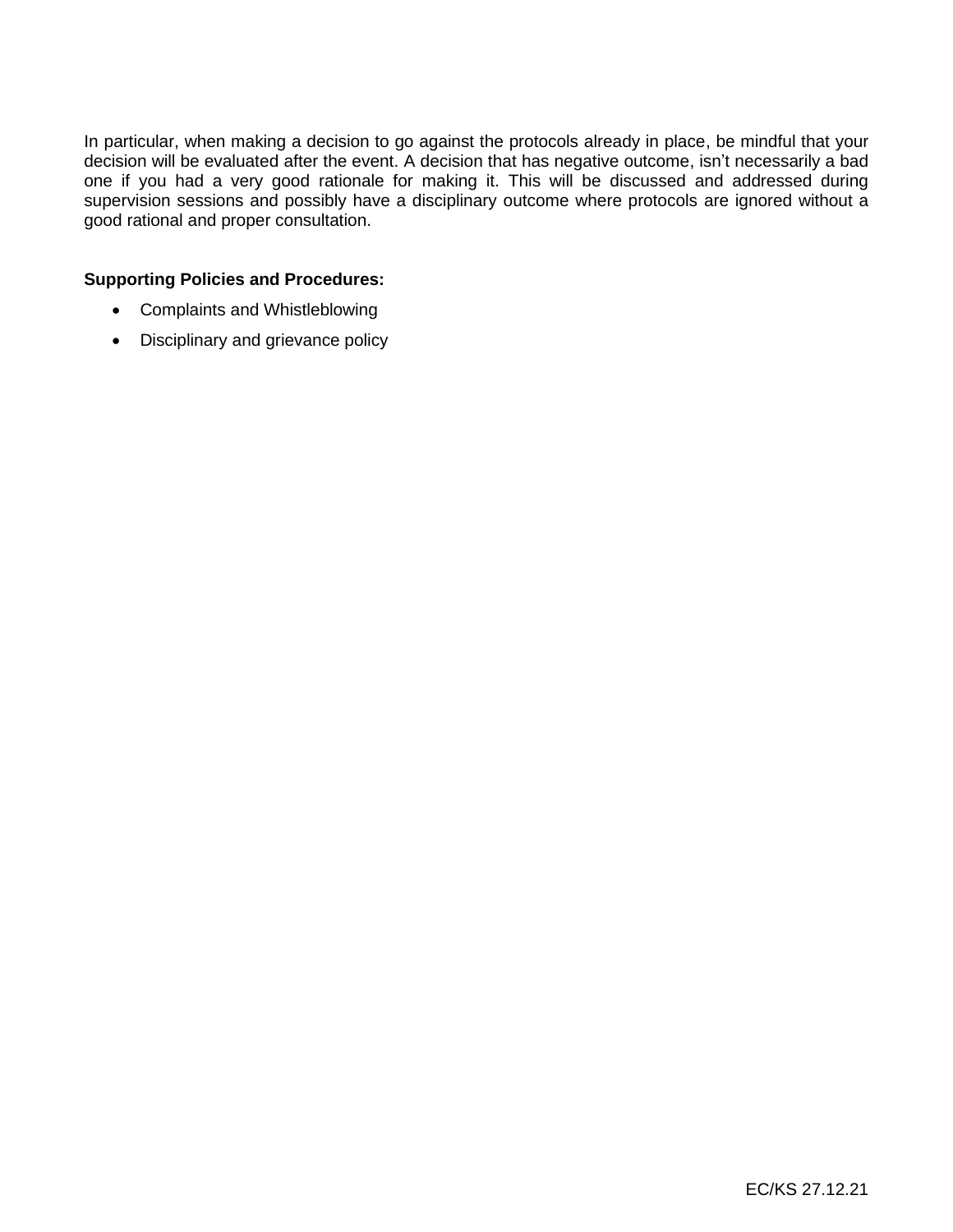In particular, when making a decision to go against the protocols already in place, be mindful that your decision will be evaluated after the event. A decision that has negative outcome, isn't necessarily a bad one if you had a very good rationale for making it. This will be discussed and addressed during supervision sessions and possibly have a disciplinary outcome where protocols are ignored without a good rational and proper consultation.

**Supporting Policies and Procedures:**

- Complaints and Whistleblowing
- Disciplinary and grievance policy

EC/KS 27.12.21